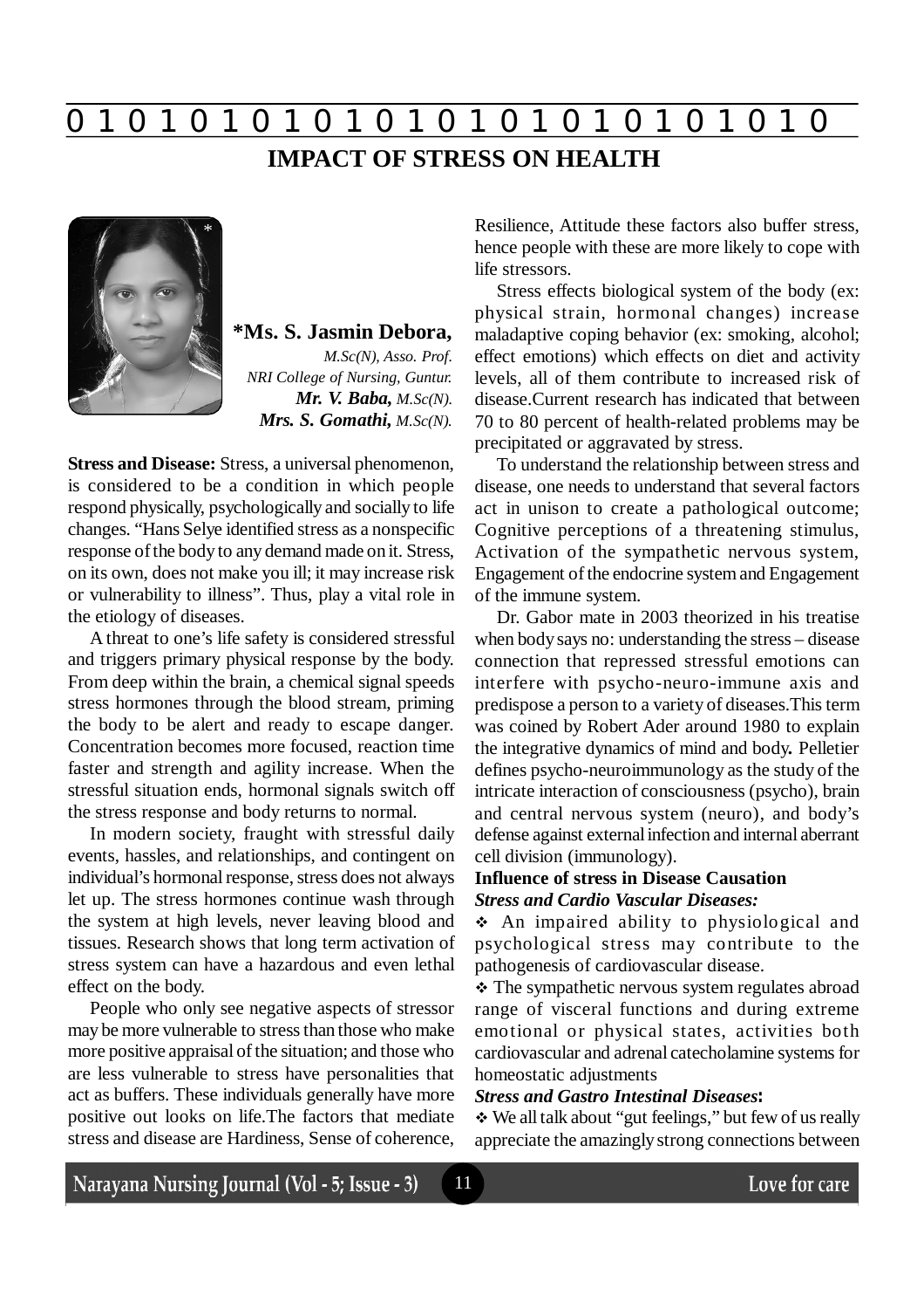# IMPACT OF STRESS ON HEALTH

**\*Ms. S. Jasmin Debora,**
*M.Sc(N), Asso. Prof.*
*NRI College of Nursing, Guntur.*
***Mr. V. Baba,** M.Sc(N).*
***Mrs. S. Gomathi,** M.Sc(N).*

**Stress and Disease:** Stress, a universal phenomenon, is considered to be a condition in which people respond physically, psychologically and socially to life changes. "Hans Selye identified stress as a nonspecific response of the body to any demand made on it. Stress, on its own, does not make you ill; it may increase risk or vulnerability to illness". Thus, play a vital role in the etiology of diseases.

A threat to one's life safety is considered stressful and triggers primary physical response by the body. From deep within the brain, a chemical signal speeds stress hormones through the blood stream, priming the body to be alert and ready to escape danger. Concentration becomes more focused, reaction time faster and strength and agility increase. When the stressful situation ends, hormonal signals switch off the stress response and body returns to normal.

In modern society, fraught with stressful daily events, hassles, and relationships, and contingent on individual's hormonal response, stress does not always let up. The stress hormones continue wash through the system at high levels, never leaving blood and tissues. Research shows that long term activation of stress system can have a hazardous and even lethal effect on the body.

People who only see negative aspects of stressor may be more vulnerable to stress than those who make more positive appraisal of the situation; and those who are less vulnerable to stress have personalities that act as buffers. These individuals generally have more positive out looks on life.The factors that mediate stress and disease are Hardiness, Sense of coherence, Resilience, Attitude these factors also buffer stress, hence people with these are more likely to cope with life stressors.

Stress effects biological system of the body (ex: physical strain, hormonal changes) increase maladaptive coping behavior (ex: smoking, alcohol; effect emotions) which effects on diet and activity levels, all of them contribute to increased risk of disease.Current research has indicated that between 70 to 80 percent of health-related problems may be precipitated or aggravated by stress.

To understand the relationship between stress and disease, one needs to understand that several factors act in unison to create a pathological outcome; Cognitive perceptions of a threatening stimulus, Activation of the sympathetic nervous system, Engagement of the endocrine system and Engagement of the immune system.

Dr. Gabor mate in 2003 theorized in his treatise when body says no: understanding the stress – disease connection that repressed stressful emotions can interfere with psycho-neuro-immune axis and predispose a person to a variety of diseases.This term was coined by Robert Ader around 1980 to explain the integrative dynamics of mind and body**.** Pelletier defines psycho-neuroimmunology as the study of the intricate interaction of consciousness (psycho), brain and central nervous system (neuro), and body's defense against external infection and internal aberrant cell division (immunology).

**Influence of stress in Disease Causation**

***Stress and Cardio Vascular Diseases:***

- An impaired ability to physiological and psychological stress may contribute to the pathogenesis of cardiovascular disease.
- The sympathetic nervous system regulates abroad range of visceral functions and during extreme emotional or physical states, activities both cardiovascular and adrenal catecholamine systems for homeostatic adjustments

***Stress and Gastro Intestinal Diseases*:**

- We all talk about "gut feelings," but few of us really appreciate the amazingly strong connections between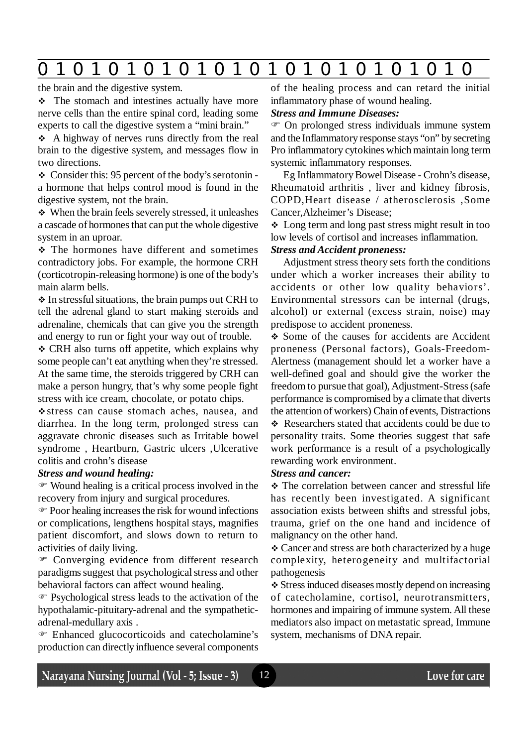the brain and the digestive system.

- ❖ The stomach and intestines actually have more nerve cells than the entire spinal cord, leading some experts to call the digestive system a "mini brain."
- ❖ A highway of nerves runs directly from the real brain to the digestive system, and messages flow in two directions.
- ❖ Consider this: 95 percent of the body's serotonin - a hormone that helps control mood is found in the digestive system, not the brain.
- ❖ When the brain feels severely stressed, it unleashes a cascade of hormones that can put the whole digestive system in an uproar.
- ❖ The hormones have different and sometimes contradictory jobs. For example, the hormone CRH (corticotropin-releasing hormone) is one of the body's main alarm bells.
- ❖ In stressful situations, the brain pumps out CRH to tell the adrenal gland to start making steroids and adrenaline, chemicals that can give you the strength and energy to run or fight your way out of trouble.
- ❖ CRH also turns off appetite, which explains why some people can't eat anything when they're stressed. At the same time, the steroids triggered by CRH can make a person hungry, that's why some people fight stress with ice cream, chocolate, or potato chips.
- ❖ stress can cause stomach aches, nausea, and diarrhea. In the long term, prolonged stress can aggravate chronic diseases such as Irritable bowel syndrome , Heartburn, Gastric ulcers ,Ulcerative colitis and crohn's disease

***Stress and wound healing:***

- ☞ Wound healing is a critical process involved in the recovery from injury and surgical procedures.
- ☞ Poor healing increases the risk for wound infections or complications, lengthens hospital stays, magnifies patient discomfort, and slows down to return to activities of daily living.
- ☞ Converging evidence from different research paradigms suggest that psychological stress and other behavioral factors can affect wound healing.
- ☞ Psychological stress leads to the activation of the hypothalamic-pituitary-adrenal and the sympathetic-adrenal-medullary axis .
- ☞ Enhanced glucocorticoids and catecholamine's production can directly influence several components of the healing process and can retard the initial inflammatory phase of wound healing.

***Stress and Immune Diseases:***

- ☞ On prolonged stress individuals immune system and the Inflammatory response stays "on" by secreting Pro inflammatory cytokines which maintain long term systemic inflammatory responses.

Eg Inflammatory Bowel Disease - Crohn's disease, Rheumatoid arthritis , liver and kidney fibrosis, COPD,Heart disease / atherosclerosis ,Some Cancer,Alzheimer's Disease;

- ❖ Long term and long past stress might result in too low levels of cortisol and increases inflammation.

***Stress and Accident proneness:***

Adjustment stress theory sets forth the conditions under which a worker increases their ability to accidents or other low quality behaviors'. Environmental stressors can be internal (drugs, alcohol) or external (excess strain, noise) may predispose to accident proneness.

- ❖ Some of the causes for accidents are Accident proneness (Personal factors), Goals-Freedom-Alertness (management should let a worker have a well-defined goal and should give the worker the freedom to pursue that goal), Adjustment-Stress (safe performance is compromised by a climate that diverts the attention of workers) Chain of events, Distractions
- ❖ Researchers stated that accidents could be due to personality traits. Some theories suggest that safe work performance is a result of a psychologically rewarding work environment.

***Stress and cancer:***

- ❖ The correlation between cancer and stressful life has recently been investigated. A significant association exists between shifts and stressful jobs, trauma, grief on the one hand and incidence of malignancy on the other hand.
- ❖ Cancer and stress are both characterized by a huge complexity, heterogeneity and multifactorial pathogenesis
- ❖ Stress induced diseases mostly depend on increasing of catecholamine, cortisol, neurotransmitters, hormones and impairing of immune system. All these mediators also impact on metastatic spread, Immune system, mechanisms of DNA repair.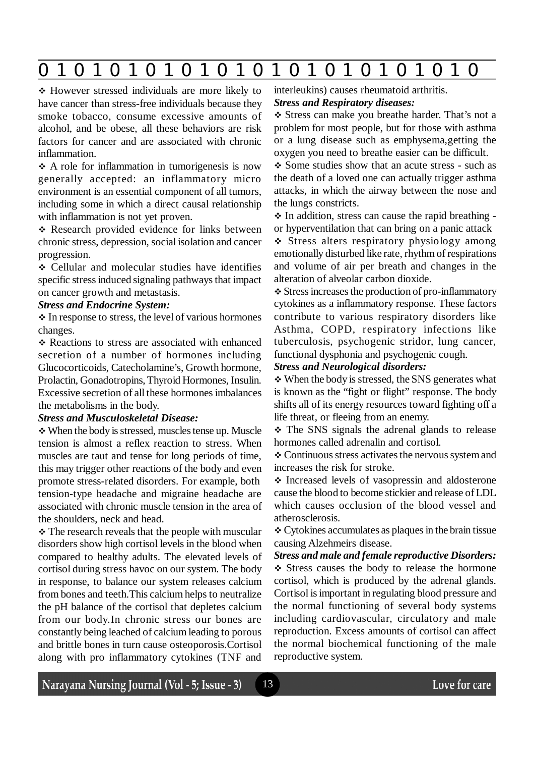- ❖ However stressed individuals are more likely to have cancer than stress-free individuals because they smoke tobacco, consume excessive amounts of alcohol, and be obese, all these behaviors are risk factors for cancer and are associated with chronic inflammation.
- ❖ A role for inflammation in tumorigenesis is now generally accepted: an inflammatory micro environment is an essential component of all tumors, including some in which a direct causal relationship with inflammation is not yet proven.
- ❖ Research provided evidence for links between chronic stress, depression, social isolation and cancer progression.
- ❖ Cellular and molecular studies have identifies specific stress induced signaling pathways that impact on cancer growth and metastasis.

***Stress and Endocrine System:***

- ❖ In response to stress, the level of various hormones changes.
- ❖ Reactions to stress are associated with enhanced secretion of a number of hormones including Glucocorticoids, Catecholamine's, Growth hormone, Prolactin, Gonadotropins, Thyroid Hormones, Insulin. Excessive secretion of all these hormones imbalances the metabolisms in the body.

***Stress and Musculoskeletal Disease:***

- ❖ When the body is stressed, muscles tense up. Muscle tension is almost a reflex reaction to stress. When muscles are taut and tense for long periods of time, this may trigger other reactions of the body and even promote stress-related disorders. For example, both tension-type headache and migraine headache are associated with chronic muscle tension in the area of the shoulders, neck and head.
- ❖ The research reveals that the people with muscular disorders show high cortisol levels in the blood when compared to healthy adults. The elevated levels of cortisol during stress havoc on our system. The body in response, to balance our system releases calcium from bones and teeth.This calcium helps to neutralize the pH balance of the cortisol that depletes calcium from our body.In chronic stress our bones are constantly being leached of calcium leading to porous and brittle bones in turn cause osteoporosis.Cortisol along with pro inflammatory cytokines (TNF and interleukins) causes rheumatoid arthritis.

***Stress and Respiratory diseases:***

- ❖ Stress can make you breathe harder. That's not a problem for most people, but for those with asthma or a lung disease such as emphysema,getting the oxygen you need to breathe easier can be difficult.
- ❖ Some studies show that an acute stress - such as the death of a loved one can actually trigger asthma attacks, in which the airway between the nose and the lungs constricts.
- ❖ In addition, stress can cause the rapid breathing - or hyperventilation that can bring on a panic attack
- ❖ Stress alters respiratory physiology among emotionally disturbed like rate, rhythm of respirations and volume of air per breath and changes in the alteration of alveolar carbon dioxide.
- ❖ Stress increases the production of pro-inflammatory cytokines as a inflammatory response. These factors contribute to various respiratory disorders like Asthma, COPD, respiratory infections like tuberculosis, psychogenic stridor, lung cancer, functional dysphonia and psychogenic cough.

***Stress and Neurological disorders:***

- ❖ When the body is stressed, the SNS generates what is known as the "fight or flight" response. The body shifts all of its energy resources toward fighting off a life threat, or fleeing from an enemy.
- ❖ The SNS signals the adrenal glands to release hormones called adrenalin and cortisol.
- ❖ Continuous stress activates the nervous system and increases the risk for stroke.
- ❖ Increased levels of vasopressin and aldosterone cause the blood to become stickier and release of LDL which causes occlusion of the blood vessel and atherosclerosis.
- ❖ Cytokines accumulates as plaques in the brain tissue causing Alzehmeirs disease.

***Stress and male and female reproductive Disorders:***

- ❖ Stress causes the body to release the hormone cortisol, which is produced by the adrenal glands. Cortisol is important in regulating blood pressure and the normal functioning of several body systems including cardiovascular, circulatory and male reproduction. Excess amounts of cortisol can affect the normal biochemical functioning of the male reproductive system.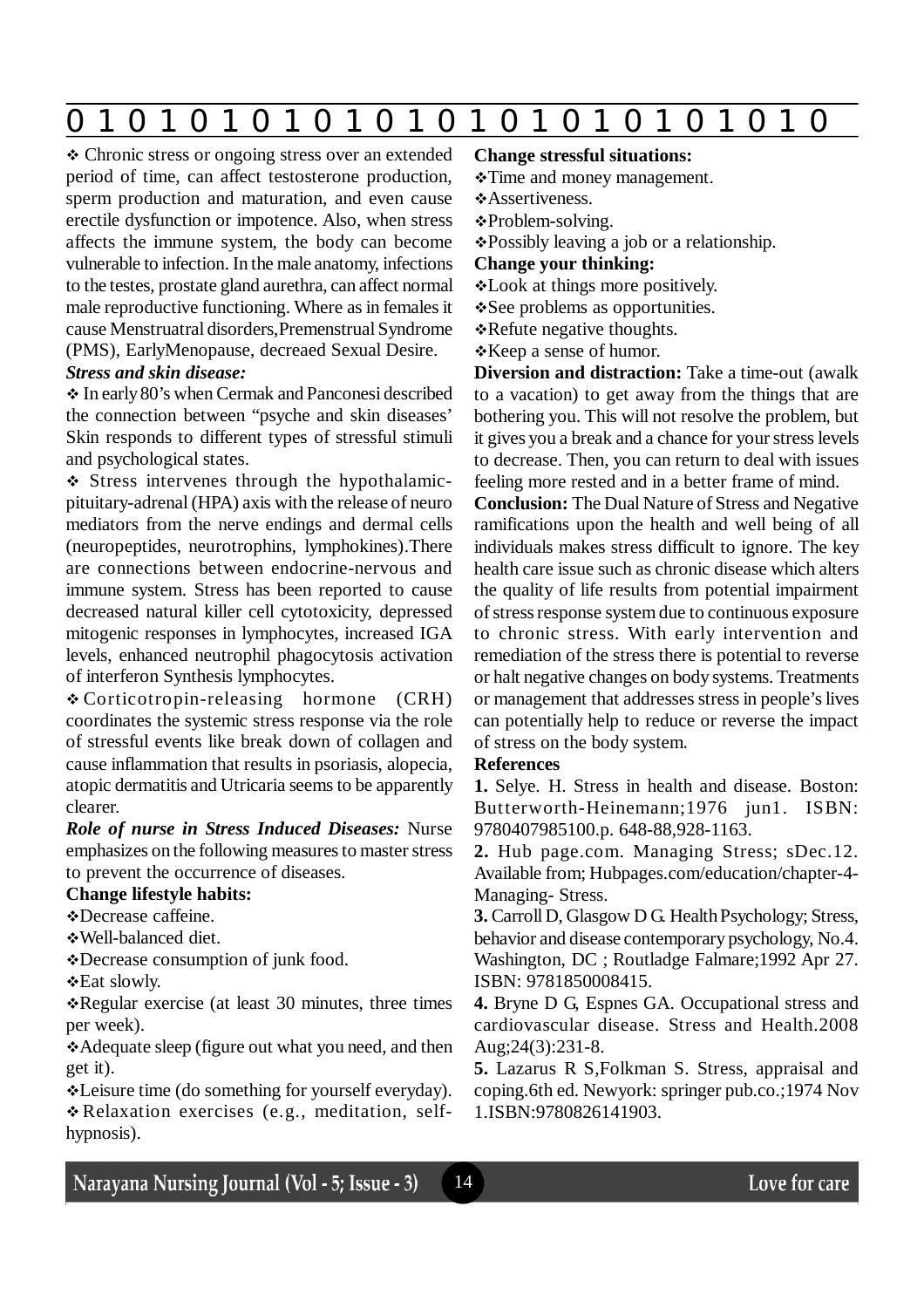❖ Chronic stress or ongoing stress over an extended period of time, can affect testosterone production, sperm production and maturation, and even cause erectile dysfunction or impotence. Also, when stress affects the immune system, the body can become vulnerable to infection. In the male anatomy, infections to the testes, prostate gland aurethra, can affect normal male reproductive functioning. Where as in females it cause Menstruatral disorders,Premenstrual Syndrome (PMS), EarlyMenopause, decreaed Sexual Desire.

***Stress and skin disease:***

❖ In early 80's when Cermak and Panconesi described the connection between "psyche and skin diseases' Skin responds to different types of stressful stimuli and psychological states.

❖ Stress intervenes through the hypothalamic-pituitary-adrenal (HPA) axis with the release of neuro mediators from the nerve endings and dermal cells (neuropeptides, neurotrophins, lymphokines).There are connections between endocrine-nervous and immune system. Stress has been reported to cause decreased natural killer cell cytotoxicity, depressed mitogenic responses in lymphocytes, increased IGA levels, enhanced neutrophil phagocytosis activation of interferon Synthesis lymphocytes.

❖ Corticotropin-releasing hormone (CRH) coordinates the systemic stress response via the role of stressful events like break down of collagen and cause inflammation that results in psoriasis, alopecia, atopic dermatitis and Utricaria seems to be apparently clearer.

***Role of nurse in Stress Induced Diseases:*** Nurse emphasizes on the following measures to master stress to prevent the occurrence of diseases.

**Change lifestyle habits:**

❖Decrease caffeine.

❖Well-balanced diet.

❖Decrease consumption of junk food.

❖Eat slowly.

❖Regular exercise (at least 30 minutes, three times per week).

❖Adequate sleep (figure out what you need, and then get it).

❖Leisure time (do something for yourself everyday).

❖ Relaxation exercises (e.g., meditation, self-hypnosis).

**Change stressful situations:**

❖Time and money management.

❖Assertiveness.

❖Problem-solving.

❖Possibly leaving a job or a relationship.

**Change your thinking:**

❖Look at things more positively.

❖See problems as opportunities.

❖Refute negative thoughts.

❖Keep a sense of humor.

**Diversion and distraction:** Take a time-out (awalk to a vacation) to get away from the things that are bothering you. This will not resolve the problem, but it gives you a break and a chance for your stress levels to decrease. Then, you can return to deal with issues feeling more rested and in a better frame of mind.

**Conclusion:** The Dual Nature of Stress and Negative ramifications upon the health and well being of all individuals makes stress difficult to ignore. The key health care issue such as chronic disease which alters the quality of life results from potential impairment of stress response system due to continuous exposure to chronic stress. With early intervention and remediation of the stress there is potential to reverse or halt negative changes on body systems. Treatments or management that addresses stress in people's lives can potentially help to reduce or reverse the impact of stress on the body system.

**References**

**1.** Selye. H. Stress in health and disease. Boston: Butterworth-Heinemann;1976 jun1. ISBN: 9780407985100.p. 648-88,928-1163.

**2.** Hub page.com. Managing Stress; sDec.12. Available from; Hubpages.com/education/chapter-4-Managing- Stress.

**3.** Carroll D, Glasgow D G. Health Psychology; Stress, behavior and disease contemporary psychology, No.4. Washington, DC ; Routladge Falmare;1992 Apr 27. ISBN: 9781850008415.

**4.** Bryne D G, Espnes GA. Occupational stress and cardiovascular disease. Stress and Health.2008 Aug;24(3):231-8.

**5.** Lazarus R S,Folkman S. Stress, appraisal and coping.6th ed. Newyork: springer pub.co.;1974 Nov 1.ISBN:9780826141903.